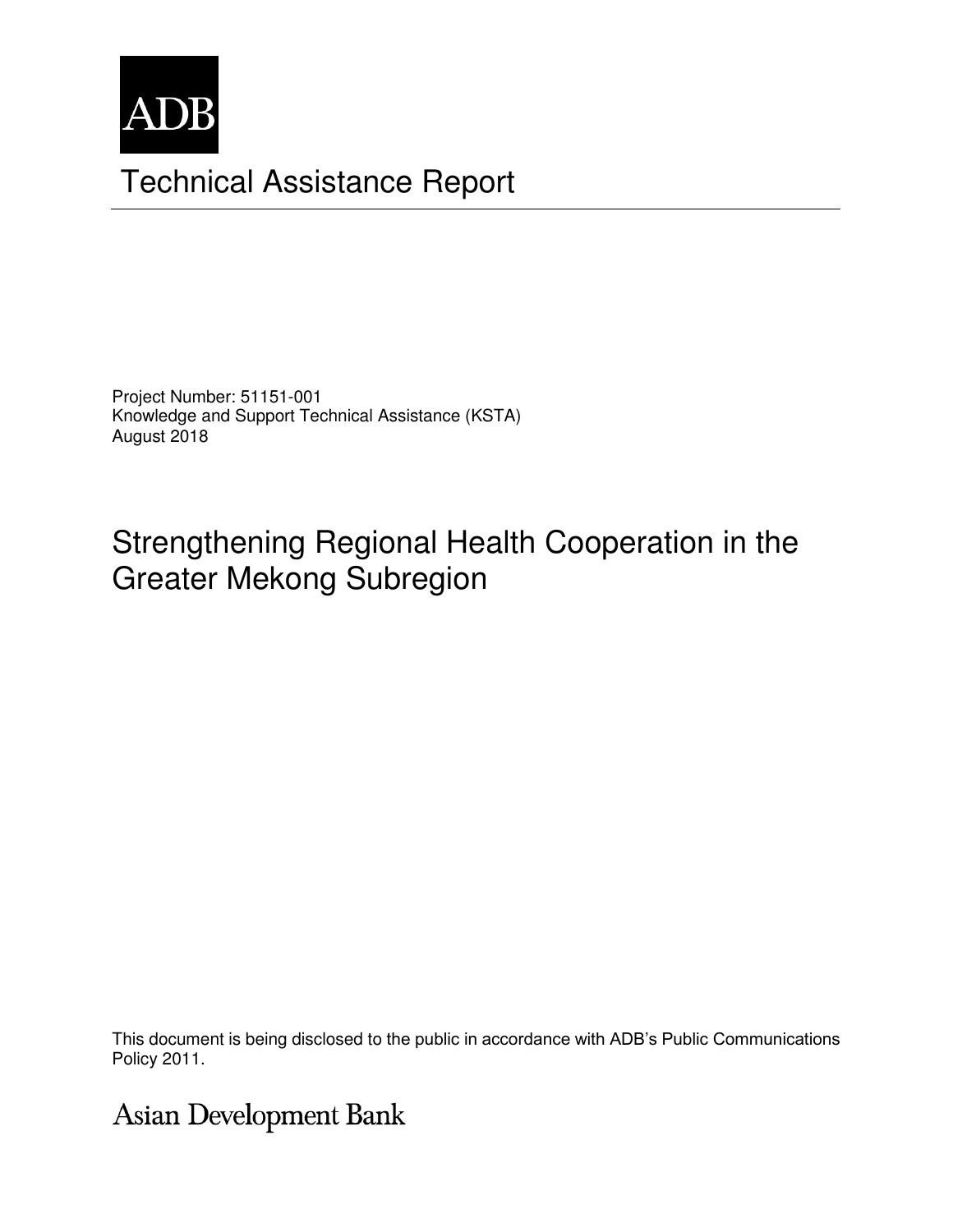ADB

# Technical Assistance Report

Project Number: 51151-001
Knowledge and Support Technical Assistance (KSTA)
August 2018

## Strengthening Regional Health Cooperation in the Greater Mekong Subregion

This document is being disclosed to the public in accordance with ADB's Public Communications Policy 2011.

Asian Development Bank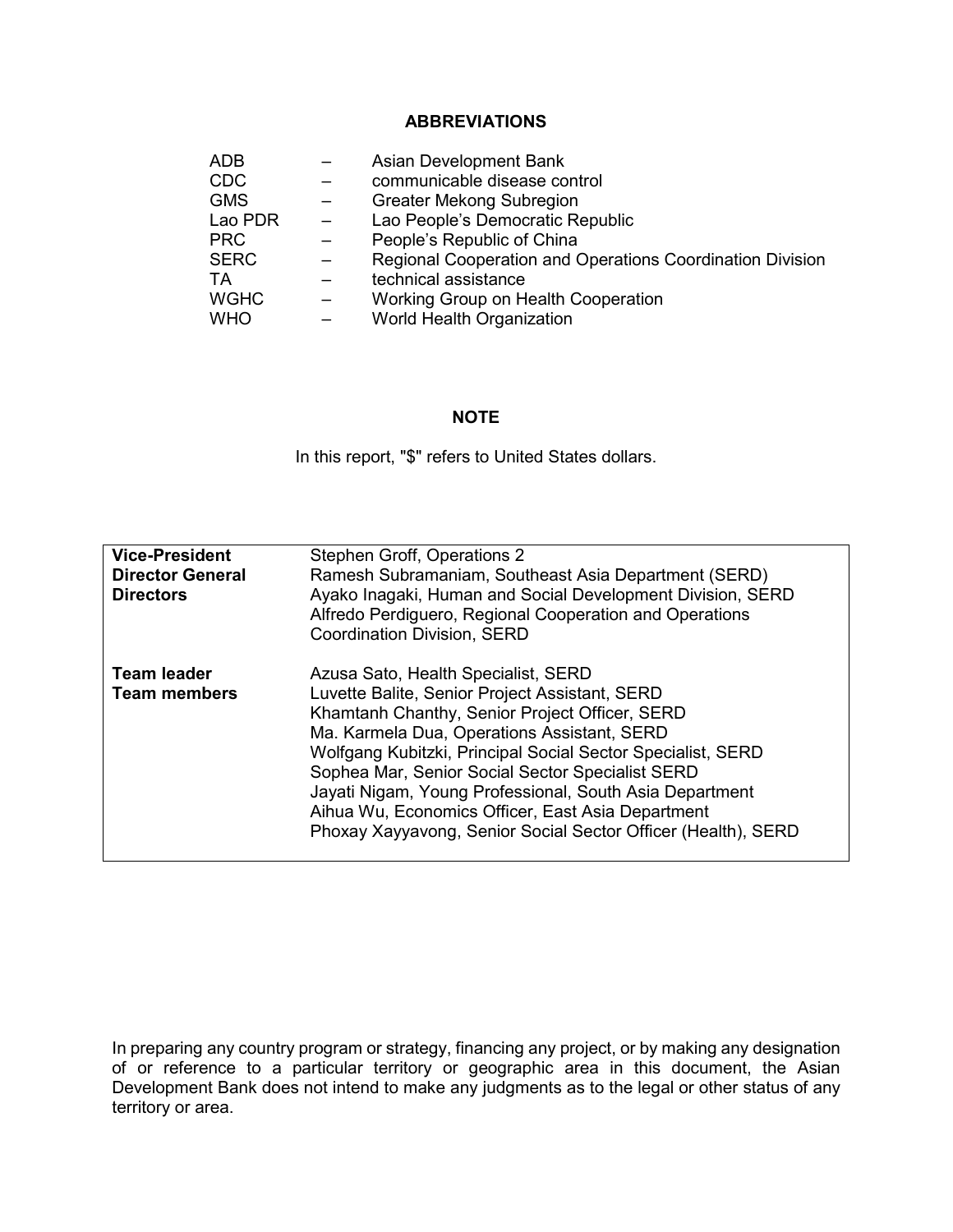## ABBREVIATIONS

| | | |
|---|---|---|
| ADB | – | Asian Development Bank |
| CDC | – | communicable disease control |
| GMS | – | Greater Mekong Subregion |
| Lao PDR | – | Lao People's Democratic Republic |
| PRC | – | People's Republic of China |
| SERC | – | Regional Cooperation and Operations Coordination Division |
| TA | – | technical assistance |
| WGHC | – | Working Group on Health Cooperation |
| WHO | – | World Health Organization |

## NOTE

In this report, "$" refers to United States dollars.

| | |
|---|---|
| **Vice-President** | Stephen Groff, Operations 2 |
| **Director General** | Ramesh Subramaniam, Southeast Asia Department (SERD) |
| **Directors** | Ayako Inagaki, Human and Social Development Division, SERD<br>Alfredo Perdiguero, Regional Cooperation and Operations Coordination Division, SERD |
| **Team leader** | Azusa Sato, Health Specialist, SERD |
| **Team members** | Luvette Balite, Senior Project Assistant, SERD<br>Khamtanh Chanthy, Senior Project Officer, SERD<br>Ma. Karmela Dua, Operations Assistant, SERD<br>Wolfgang Kubitzki, Principal Social Sector Specialist, SERD<br>Sophea Mar, Senior Social Sector Specialist SERD<br>Jayati Nigam, Young Professional, South Asia Department<br>Aihua Wu, Economics Officer, East Asia Department<br>Phoxay Xayyavong, Senior Social Sector Officer (Health), SERD |

In preparing any country program or strategy, financing any project, or by making any designation of or reference to a particular territory or geographic area in this document, the Asian Development Bank does not intend to make any judgments as to the legal or other status of any territory or area.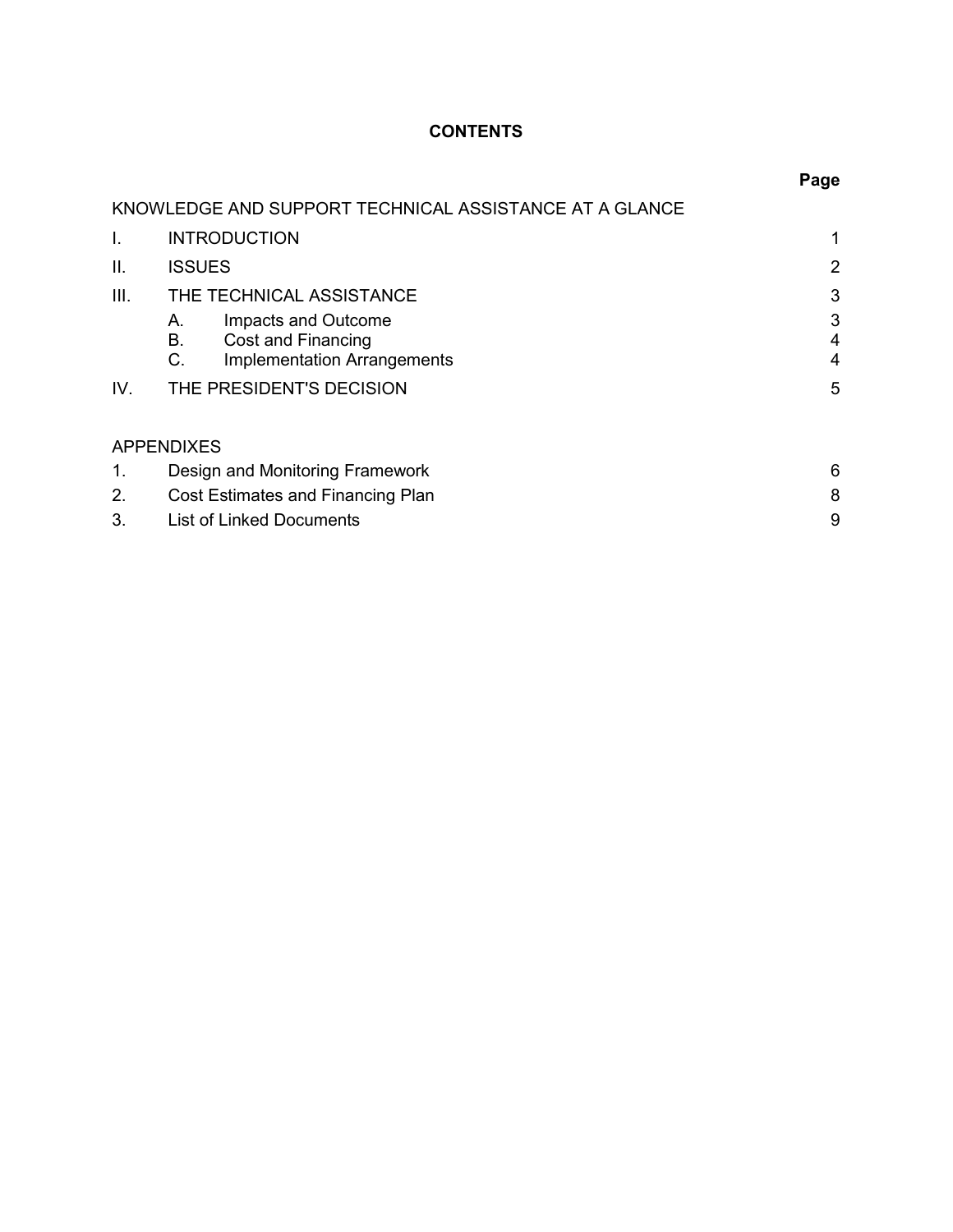# CONTENTS

| | | Page |
|---|---|---|
| KNOWLEDGE AND SUPPORT TECHNICAL ASSISTANCE AT A GLANCE | | |
| I. | INTRODUCTION | 1 |
| II. | ISSUES | 2 |
| III. | THE TECHNICAL ASSISTANCE | 3 |
| | A. Impacts and Outcome | 3 |
| | B. Cost and Financing | 4 |
| | C. Implementation Arrangements | 4 |
| IV. | THE PRESIDENT'S DECISION | 5 |

| APPENDIXES | | |
|---|---|---|
| 1. | Design and Monitoring Framework | 6 |
| 2. | Cost Estimates and Financing Plan | 8 |
| 3. | List of Linked Documents | 9 |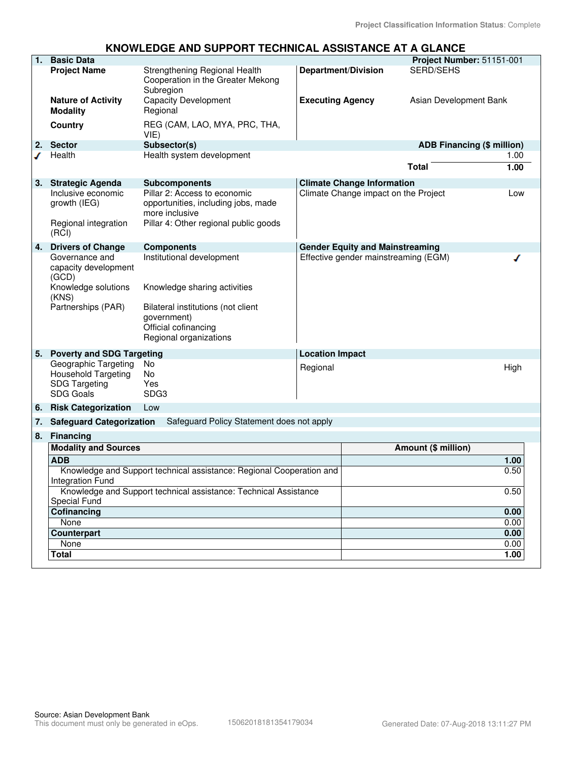Project Classification Information Status: Complete

# KNOWLEDGE AND SUPPORT TECHNICAL ASSISTANCE AT A GLANCE

| 1. | Basic Data | | | Project Number: 51151-001 |
|---|---|---|---|---|
| | **Project Name** | Strengthening Regional Health Cooperation in the Greater Mekong Subregion | **Department/Division** | SERD/SEHS |
| | **Nature of Activity** | Capacity Development | **Executing Agency** | Asian Development Bank |
| | **Modality** | Regional | | |
| | **Country** | REG (CAM, LAO, MYA, PRC, THA, VIE) | | |

| 2. | Sector | Subsector(s) | ADB Financing ($ million) |
|---|---|---|---|
| ✓ | Health | Health system development | 1.00 |
| | | **Total** | **1.00** |

| 3. | Strategic Agenda | Subcomponents | Climate Change Information | |
|---|---|---|---|---|
| | Inclusive economic growth (IEG) | Pillar 2: Access to economic opportunities, including jobs, made more inclusive | Climate Change impact on the Project | Low |
| | Regional integration (RCI) | Pillar 4: Other regional public goods | | |

| 4. | Drivers of Change | Components | Gender Equity and Mainstreaming | |
|---|---|---|---|---|
| | Governance and capacity development (GCD) | Institutional development | Effective gender mainstreaming (EGM) | ✓ |
| | Knowledge solutions (KNS) | Knowledge sharing activities | | |
| | Partnerships (PAR) | Bilateral institutions (not client government)<br>Official cofinancing<br>Regional organizations | | |

| 5. | Poverty and SDG Targeting | | Location Impact | |
|---|---|---|---|---|
| | Geographic Targeting | No | Regional | High |
| | Household Targeting | No | | |
| | SDG Targeting | Yes | | |
| | SDG Goals | SDG3 | | |

**6. Risk Categorization** Low

**7. Safeguard Categorization** Safeguard Policy Statement does not apply

**8. Financing**

| Modality and Sources | Amount ($ million) |
|---|---|
| **ADB** | **1.00** |
| Knowledge and Support technical assistance: Regional Cooperation and Integration Fund | 0.50 |
| Knowledge and Support technical assistance: Technical Assistance Special Fund | 0.50 |
| **Cofinancing** | **0.00** |
| None | 0.00 |
| **Counterpart** | **0.00** |
| None | 0.00 |
| **Total** | **1.00** |

Source: Asian Development Bank
This document must only be generated in eOps. 15062018181354179034 Generated Date: 07-Aug-2018 13:11:27 PM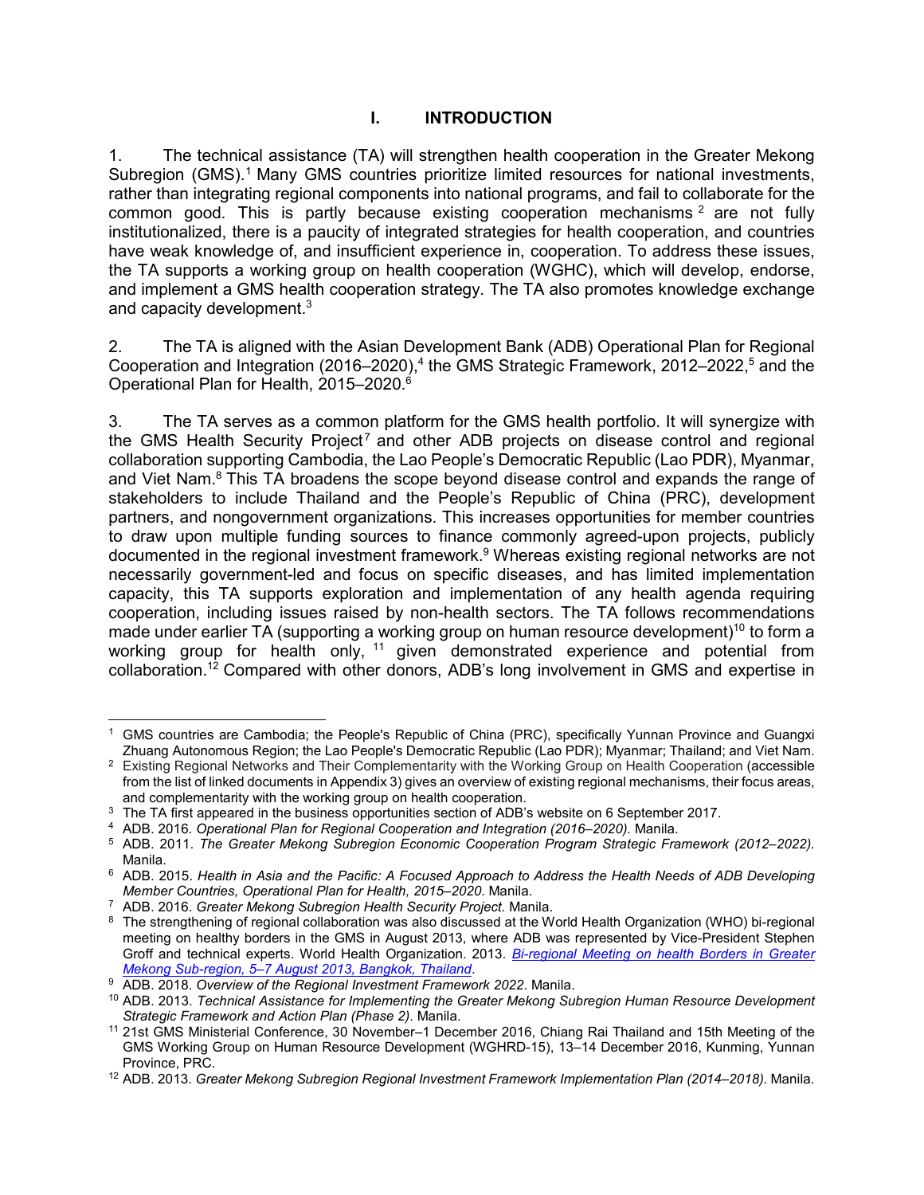# I. INTRODUCTION

1. The technical assistance (TA) will strengthen health cooperation in the Greater Mekong Subregion (GMS).[1] Many GMS countries prioritize limited resources for national investments, rather than integrating regional components into national programs, and fail to collaborate for the common good. This is partly because existing cooperation mechanisms [2] are not fully institutionalized, there is a paucity of integrated strategies for health cooperation, and countries have weak knowledge of, and insufficient experience in, cooperation. To address these issues, the TA supports a working group on health cooperation (WGHC), which will develop, endorse, and implement a GMS health cooperation strategy. The TA also promotes knowledge exchange and capacity development.[3]

2. The TA is aligned with the Asian Development Bank (ADB) Operational Plan for Regional Cooperation and Integration (2016–2020),[4] the GMS Strategic Framework, 2012–2022,[5] and the Operational Plan for Health, 2015–2020.[6]

3. The TA serves as a common platform for the GMS health portfolio. It will synergize with the GMS Health Security Project[7] and other ADB projects on disease control and regional collaboration supporting Cambodia, the Lao People's Democratic Republic (Lao PDR), Myanmar, and Viet Nam.[8] This TA broadens the scope beyond disease control and expands the range of stakeholders to include Thailand and the People's Republic of China (PRC), development partners, and nongovernment organizations. This increases opportunities for member countries to draw upon multiple funding sources to finance commonly agreed-upon projects, publicly documented in the regional investment framework.[9] Whereas existing regional networks are not necessarily government-led and focus on specific diseases, and has limited implementation capacity, this TA supports exploration and implementation of any health agenda requiring cooperation, including issues raised by non-health sectors. The TA follows recommendations made under earlier TA (supporting a working group on human resource development)[10] to form a working group for health only, [11] given demonstrated experience and potential from collaboration.[12] Compared with other donors, ADB's long involvement in GMS and expertise in

---

[1] GMS countries are Cambodia; the People's Republic of China (PRC), specifically Yunnan Province and Guangxi Zhuang Autonomous Region; the Lao People's Democratic Republic (Lao PDR); Myanmar; Thailand; and Viet Nam.

[2] Existing Regional Networks and Their Complementarity with the Working Group on Health Cooperation (accessible from the list of linked documents in Appendix 3) gives an overview of existing regional mechanisms, their focus areas, and complementarity with the working group on health cooperation.

[3] The TA first appeared in the business opportunities section of ADB's website on 6 September 2017.

[4] ADB. 2016. *Operational Plan for Regional Cooperation and Integration (2016–2020).* Manila.

[5] ADB. 2011. *The Greater Mekong Subregion Economic Cooperation Program Strategic Framework (2012–2022).* Manila.

[6] ADB. 2015. *Health in Asia and the Pacific: A Focused Approach to Address the Health Needs of ADB Developing Member Countries, Operational Plan for Health, 2015–2020*. Manila.

[7] ADB. 2016. *Greater Mekong Subregion Health Security Project*. Manila.

[8] The strengthening of regional collaboration was also discussed at the World Health Organization (WHO) bi-regional meeting on healthy borders in the GMS in August 2013, where ADB was represented by Vice-President Stephen Groff and technical experts. World Health Organization. 2013. *Bi-regional Meeting on health Borders in Greater Mekong Sub-region, 5–7 August 2013, Bangkok, Thailand*.

[9] ADB. 2018. *Overview of the Regional Investment Framework 2022*. Manila.

[10] ADB. 2013. *Technical Assistance for Implementing the Greater Mekong Subregion Human Resource Development Strategic Framework and Action Plan (Phase 2)*. Manila.

[11] 21st GMS Ministerial Conference, 30 November–1 December 2016, Chiang Rai Thailand and 15th Meeting of the GMS Working Group on Human Resource Development (WGHRD-15), 13–14 December 2016, Kunming, Yunnan Province, PRC.

[12] ADB. 2013. *Greater Mekong Subregion Regional Investment Framework Implementation Plan (2014–2018).* Manila.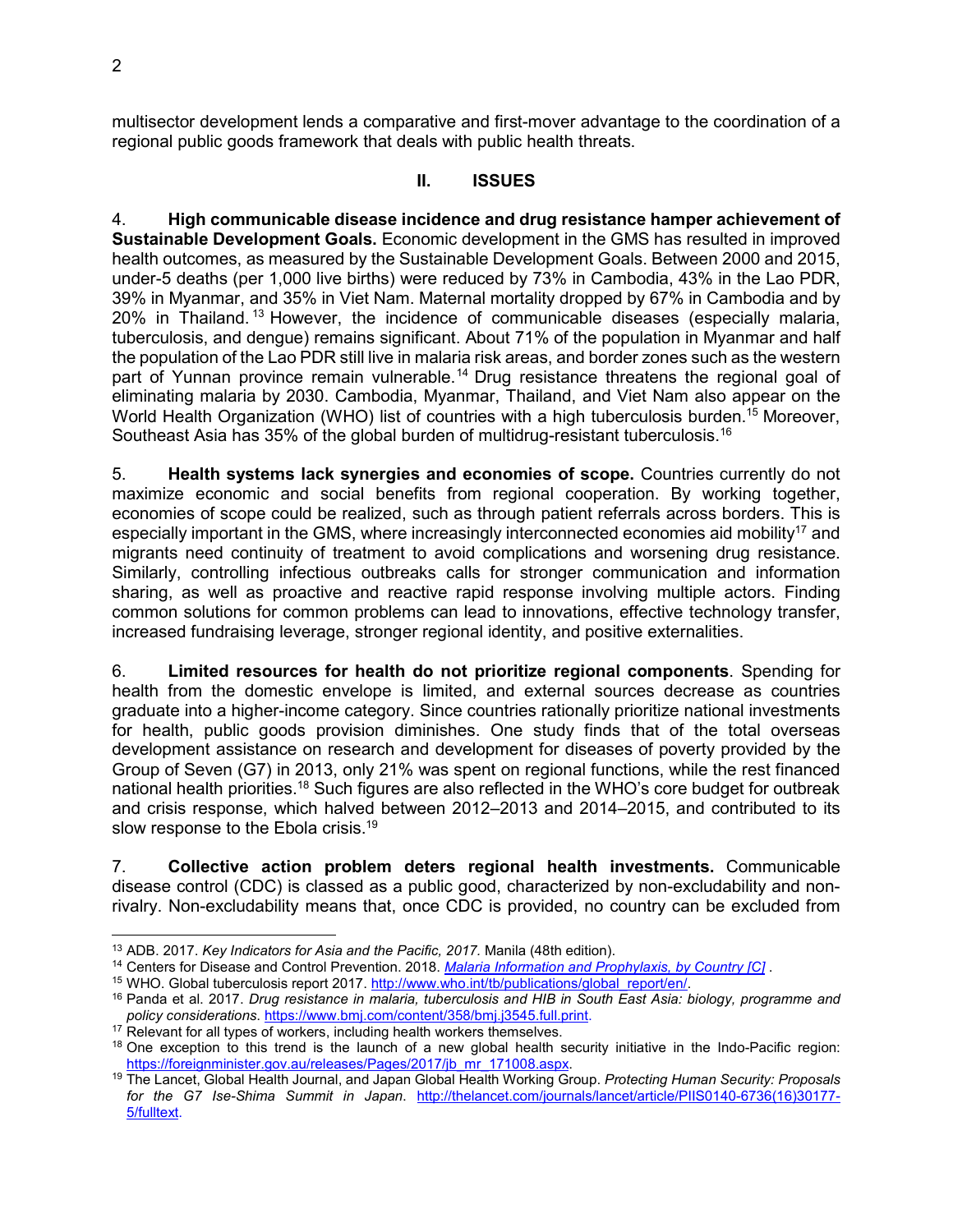multisector development lends a comparative and first-mover advantage to the coordination of a regional public goods framework that deals with public health threats.

## II. ISSUES

4. **High communicable disease incidence and drug resistance hamper achievement of Sustainable Development Goals.** Economic development in the GMS has resulted in improved health outcomes, as measured by the Sustainable Development Goals. Between 2000 and 2015, under-5 deaths (per 1,000 live births) were reduced by 73% in Cambodia, 43% in the Lao PDR, 39% in Myanmar, and 35% in Viet Nam. Maternal mortality dropped by 67% in Cambodia and by 20% in Thailand.[13] However, the incidence of communicable diseases (especially malaria, tuberculosis, and dengue) remains significant. About 71% of the population in Myanmar and half the population of the Lao PDR still live in malaria risk areas, and border zones such as the western part of Yunnan province remain vulnerable.[14] Drug resistance threatens the regional goal of eliminating malaria by 2030. Cambodia, Myanmar, Thailand, and Viet Nam also appear on the World Health Organization (WHO) list of countries with a high tuberculosis burden.[15] Moreover, Southeast Asia has 35% of the global burden of multidrug-resistant tuberculosis.[16]

5. **Health systems lack synergies and economies of scope.** Countries currently do not maximize economic and social benefits from regional cooperation. By working together, economies of scope could be realized, such as through patient referrals across borders. This is especially important in the GMS, where increasingly interconnected economies aid mobility[17] and migrants need continuity of treatment to avoid complications and worsening drug resistance. Similarly, controlling infectious outbreaks calls for stronger communication and information sharing, as well as proactive and reactive rapid response involving multiple actors. Finding common solutions for common problems can lead to innovations, effective technology transfer, increased fundraising leverage, stronger regional identity, and positive externalities.

6. **Limited resources for health do not prioritize regional components**. Spending for health from the domestic envelope is limited, and external sources decrease as countries graduate into a higher-income category. Since countries rationally prioritize national investments for health, public goods provision diminishes. One study finds that of the total overseas development assistance on research and development for diseases of poverty provided by the Group of Seven (G7) in 2013, only 21% was spent on regional functions, while the rest financed national health priorities.[18] Such figures are also reflected in the WHO's core budget for outbreak and crisis response, which halved between 2012–2013 and 2014–2015, and contributed to its slow response to the Ebola crisis.[19]

7. **Collective action problem deters regional health investments.** Communicable disease control (CDC) is classed as a public good, characterized by non-excludability and non-rivalry. Non-excludability means that, once CDC is provided, no country can be excluded from

---

[13] ADB. 2017. *Key Indicators for Asia and the Pacific, 2017.* Manila (48th edition).

[14] Centers for Disease and Control Prevention. 2018. *Malaria Information and Prophylaxis, by Country [C]* .

[15] WHO. Global tuberculosis report 2017. http://www.who.int/tb/publications/global_report/en/.

[16] Panda et al. 2017. *Drug resistance in malaria, tuberculosis and HIB in South East Asia: biology, programme and policy considerations*. https://www.bmj.com/content/358/bmj.j3545.full.print.

[17] Relevant for all types of workers, including health workers themselves.

[18] One exception to this trend is the launch of a new global health security initiative in the Indo-Pacific region: https://foreignminister.gov.au/releases/Pages/2017/jb_mr_171008.aspx.

[19] The Lancet, Global Health Journal, and Japan Global Health Working Group. *Protecting Human Security: Proposals for the G7 Ise-Shima Summit in Japan*. http://thelancet.com/journals/lancet/article/PIIS0140-6736(16)30177-5/fulltext.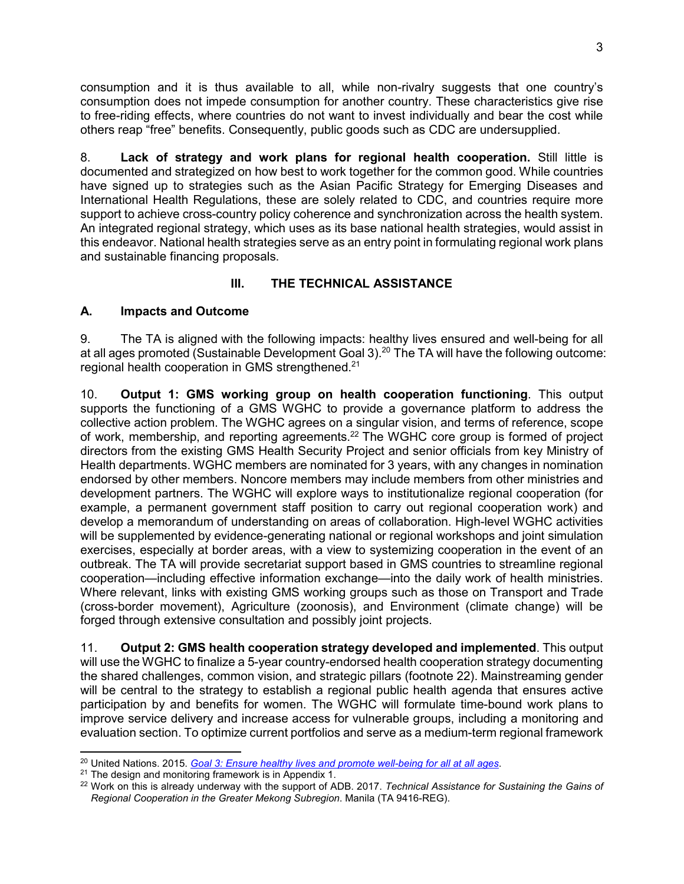consumption and it is thus available to all, while non-rivalry suggests that one country's consumption does not impede consumption for another country. These characteristics give rise to free-riding effects, where countries do not want to invest individually and bear the cost while others reap "free" benefits. Consequently, public goods such as CDC are undersupplied.

8. **Lack of strategy and work plans for regional health cooperation.** Still little is documented and strategized on how best to work together for the common good. While countries have signed up to strategies such as the Asian Pacific Strategy for Emerging Diseases and International Health Regulations, these are solely related to CDC, and countries require more support to achieve cross-country policy coherence and synchronization across the health system. An integrated regional strategy, which uses as its base national health strategies, would assist in this endeavor. National health strategies serve as an entry point in formulating regional work plans and sustainable financing proposals.

## III. THE TECHNICAL ASSISTANCE

### A. Impacts and Outcome

9. The TA is aligned with the following impacts: healthy lives ensured and well-being for all at all ages promoted (Sustainable Development Goal 3).[20] The TA will have the following outcome: regional health cooperation in GMS strengthened.[21]

10. **Output 1: GMS working group on health cooperation functioning**. This output supports the functioning of a GMS WGHC to provide a governance platform to address the collective action problem. The WGHC agrees on a singular vision, and terms of reference, scope of work, membership, and reporting agreements.[22] The WGHC core group is formed of project directors from the existing GMS Health Security Project and senior officials from key Ministry of Health departments. WGHC members are nominated for 3 years, with any changes in nomination endorsed by other members. Noncore members may include members from other ministries and development partners. The WGHC will explore ways to institutionalize regional cooperation (for example, a permanent government staff position to carry out regional cooperation work) and develop a memorandum of understanding on areas of collaboration. High-level WGHC activities will be supplemented by evidence-generating national or regional workshops and joint simulation exercises, especially at border areas, with a view to systemizing cooperation in the event of an outbreak. The TA will provide secretariat support based in GMS countries to streamline regional cooperation—including effective information exchange—into the daily work of health ministries. Where relevant, links with existing GMS working groups such as those on Transport and Trade (cross-border movement), Agriculture (zoonosis), and Environment (climate change) will be forged through extensive consultation and possibly joint projects.

11. **Output 2: GMS health cooperation strategy developed and implemented**. This output will use the WGHC to finalize a 5-year country-endorsed health cooperation strategy documenting the shared challenges, common vision, and strategic pillars (footnote 22). Mainstreaming gender will be central to the strategy to establish a regional public health agenda that ensures active participation by and benefits for women. The WGHC will formulate time-bound work plans to improve service delivery and increase access for vulnerable groups, including a monitoring and evaluation section. To optimize current portfolios and serve as a medium-term regional framework

---

[20] United Nations. 2015. *Goal 3: Ensure healthy lives and promote well-being for all at all ages*.

[21] The design and monitoring framework is in Appendix 1.

[22] Work on this is already underway with the support of ADB. 2017. *Technical Assistance for Sustaining the Gains of Regional Cooperation in the Greater Mekong Subregion*. Manila (TA 9416-REG).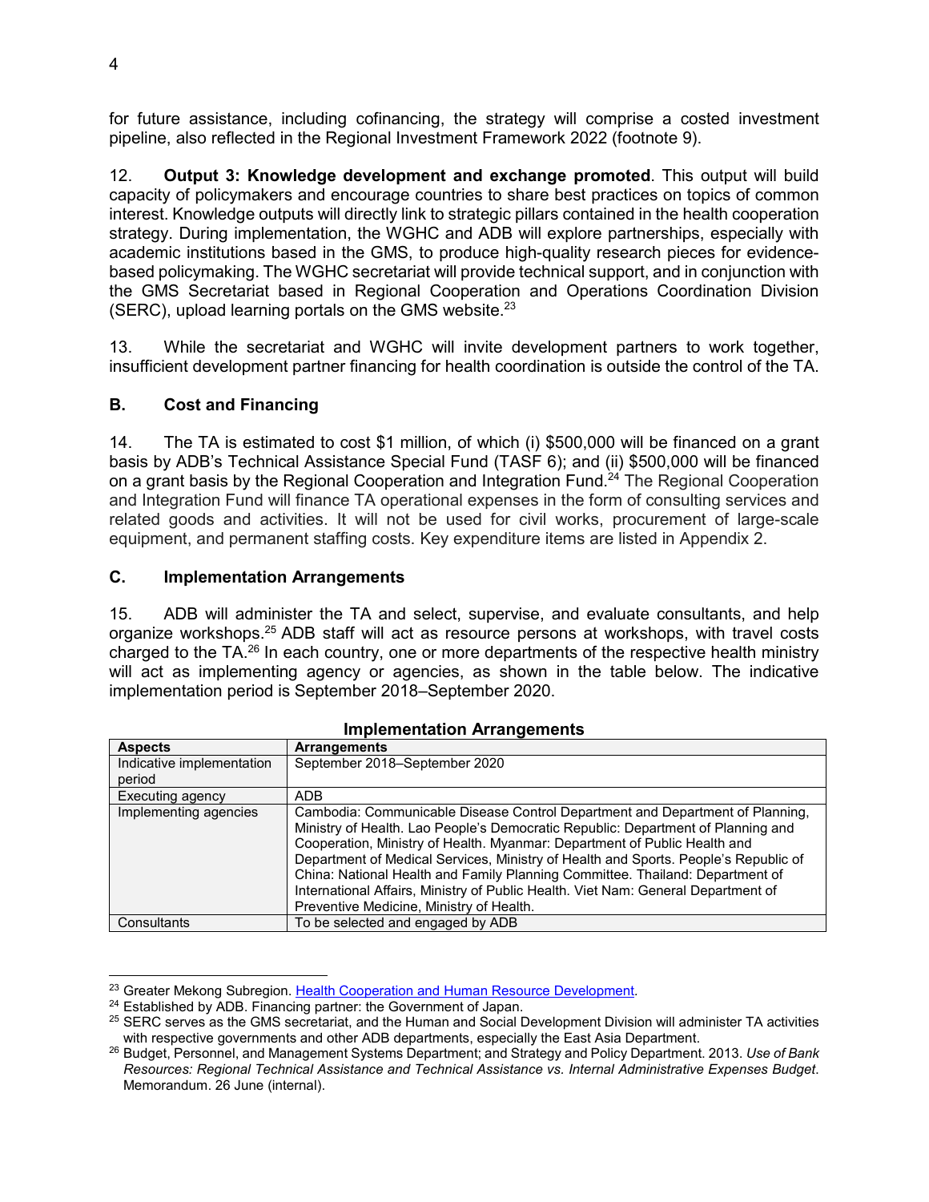for future assistance, including cofinancing, the strategy will comprise a costed investment pipeline, also reflected in the Regional Investment Framework 2022 (footnote 9).

12. **Output 3: Knowledge development and exchange promoted**. This output will build capacity of policymakers and encourage countries to share best practices on topics of common interest. Knowledge outputs will directly link to strategic pillars contained in the health cooperation strategy. During implementation, the WGHC and ADB will explore partnerships, especially with academic institutions based in the GMS, to produce high-quality research pieces for evidence-based policymaking. The WGHC secretariat will provide technical support, and in conjunction with the GMS Secretariat based in Regional Cooperation and Operations Coordination Division (SERC), upload learning portals on the GMS website.[23]

13. While the secretariat and WGHC will invite development partners to work together, insufficient development partner financing for health coordination is outside the control of the TA.

## B. Cost and Financing

14. The TA is estimated to cost $1 million, of which (i) $500,000 will be financed on a grant basis by ADB's Technical Assistance Special Fund (TASF 6); and (ii) $500,000 will be financed on a grant basis by the Regional Cooperation and Integration Fund.[24] The Regional Cooperation and Integration Fund will finance TA operational expenses in the form of consulting services and related goods and activities. It will not be used for civil works, procurement of large-scale equipment, and permanent staffing costs. Key expenditure items are listed in Appendix 2.

## C. Implementation Arrangements

15. ADB will administer the TA and select, supervise, and evaluate consultants, and help organize workshops.[25] ADB staff will act as resource persons at workshops, with travel costs charged to the TA.[26] In each country, one or more departments of the respective health ministry will act as implementing agency or agencies, as shown in the table below. The indicative implementation period is September 2018–September 2020.

**Implementation Arrangements**

| Aspects | Arrangements |
|---|---|
| Indicative implementation period | September 2018–September 2020 |
| Executing agency | ADB |
| Implementing agencies | Cambodia: Communicable Disease Control Department and Department of Planning, Ministry of Health. Lao People's Democratic Republic: Department of Planning and Cooperation, Ministry of Health. Myanmar: Department of Public Health and Department of Medical Services, Ministry of Health and Sports. People's Republic of China: National Health and Family Planning Committee. Thailand: Department of International Affairs, Ministry of Public Health. Viet Nam: General Department of Preventive Medicine, Ministry of Health. |
| Consultants | To be selected and engaged by ADB |

---

[23] Greater Mekong Subregion. Health Cooperation and Human Resource Development.

[24] Established by ADB. Financing partner: the Government of Japan.

[25] SERC serves as the GMS secretariat, and the Human and Social Development Division will administer TA activities with respective governments and other ADB departments, especially the East Asia Department.

[26] Budget, Personnel, and Management Systems Department; and Strategy and Policy Department. 2013. *Use of Bank Resources: Regional Technical Assistance and Technical Assistance vs. Internal Administrative Expenses Budget*. Memorandum. 26 June (internal).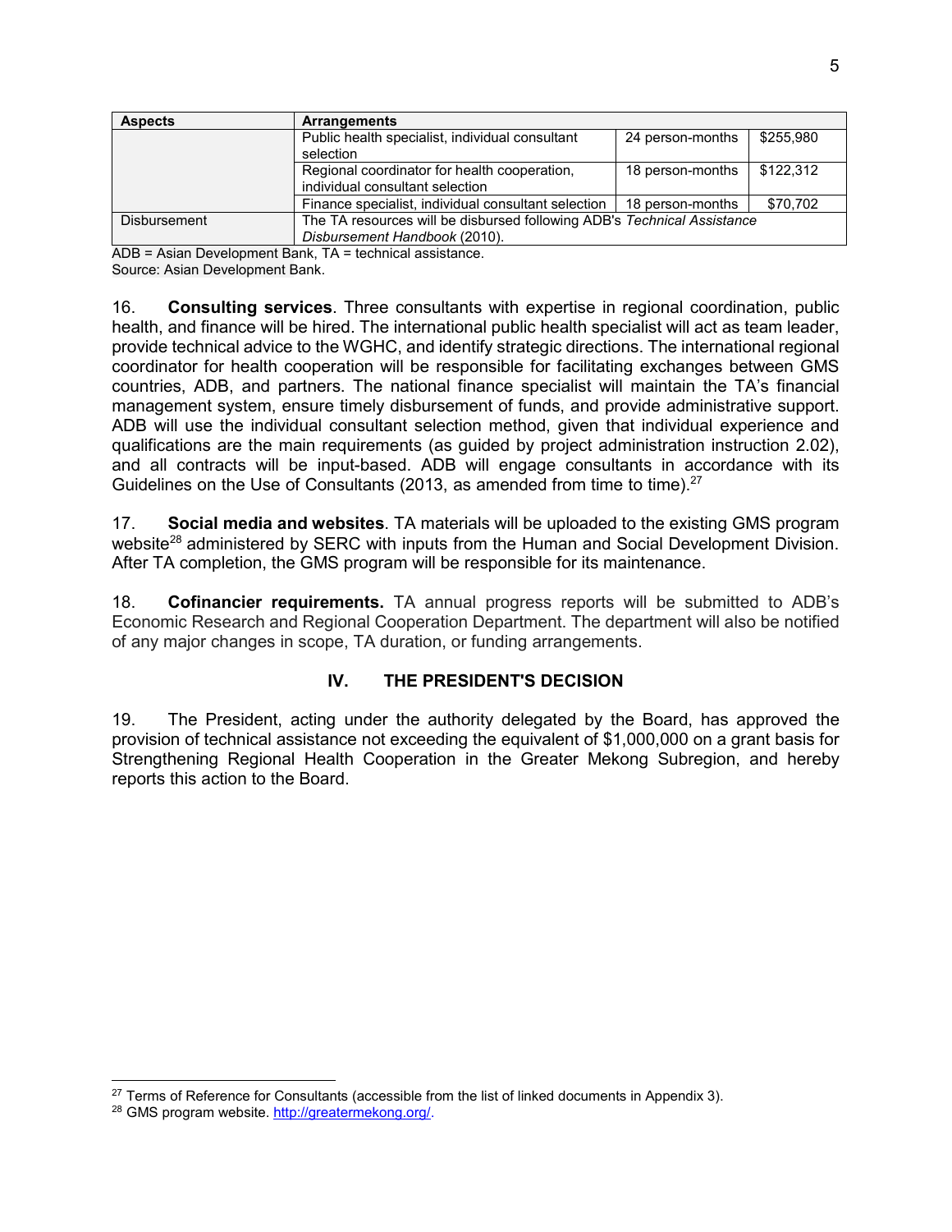| Aspects | Arrangements | | |
|---|---|---|---|
| | Public health specialist, individual consultant selection | 24 person-months | $255,980 |
| | Regional coordinator for health cooperation, individual consultant selection | 18 person-months | $122,312 |
| | Finance specialist, individual consultant selection | 18 person-months | $70,702 |
| Disbursement | The TA resources will be disbursed following ADB's *Technical Assistance Disbursement Handbook* (2010). | | |

ADB = Asian Development Bank, TA = technical assistance.
Source: Asian Development Bank.

16. **Consulting services**. Three consultants with expertise in regional coordination, public health, and finance will be hired. The international public health specialist will act as team leader, provide technical advice to the WGHC, and identify strategic directions. The international regional coordinator for health cooperation will be responsible for facilitating exchanges between GMS countries, ADB, and partners. The national finance specialist will maintain the TA's financial management system, ensure timely disbursement of funds, and provide administrative support. ADB will use the individual consultant selection method, given that individual experience and qualifications are the main requirements (as guided by project administration instruction 2.02), and all contracts will be input-based. ADB will engage consultants in accordance with its Guidelines on the Use of Consultants (2013, as amended from time to time).[27]

17. **Social media and websites**. TA materials will be uploaded to the existing GMS program website[28] administered by SERC with inputs from the Human and Social Development Division. After TA completion, the GMS program will be responsible for its maintenance.

18. **Cofinancier requirements.** TA annual progress reports will be submitted to ADB's Economic Research and Regional Cooperation Department. The department will also be notified of any major changes in scope, TA duration, or funding arrangements.

## IV. THE PRESIDENT'S DECISION

19. The President, acting under the authority delegated by the Board, has approved the provision of technical assistance not exceeding the equivalent of $1,000,000 on a grant basis for Strengthening Regional Health Cooperation in the Greater Mekong Subregion, and hereby reports this action to the Board.

---

[27] Terms of Reference for Consultants (accessible from the list of linked documents in Appendix 3).

[28] GMS program website. http://greatermekong.org/.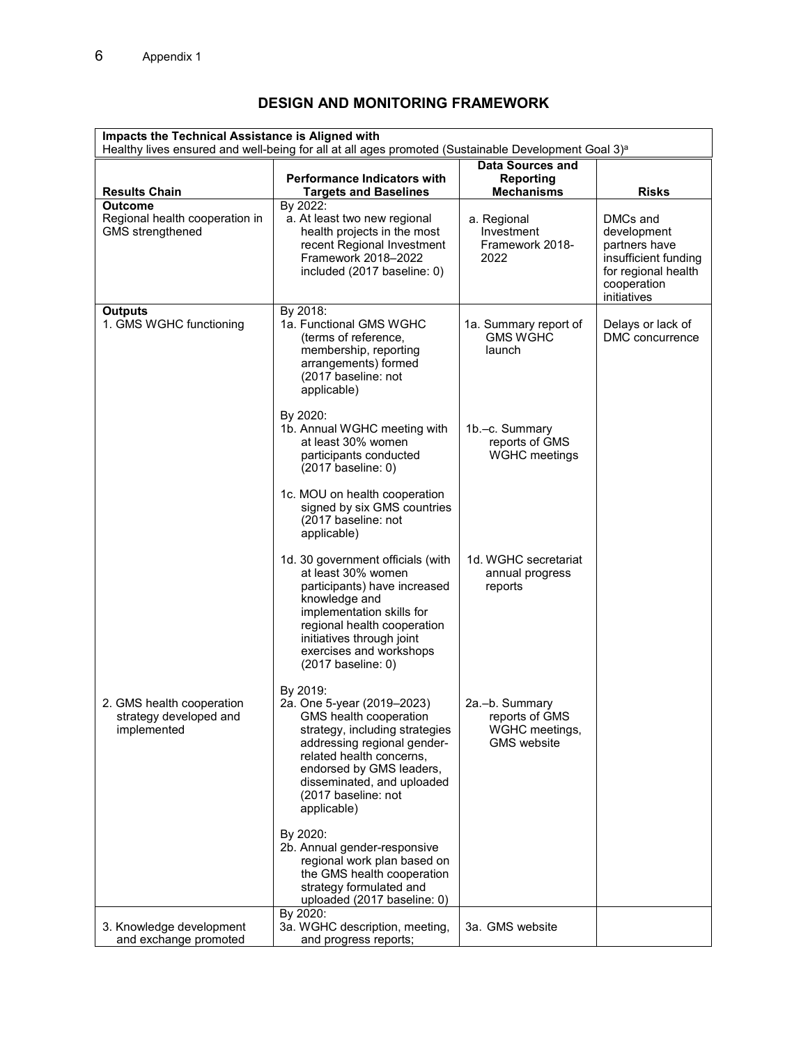## DESIGN AND MONITORING FRAMEWORK

| Impacts the Technical Assistance is Aligned with | | | |
|---|---|---|---|
| Healthy lives ensured and well-being for all at all ages promoted (Sustainable Development Goal 3)[a] | | | |
| **Results Chain** | **Performance Indicators with Targets and Baselines** | **Data Sources and Reporting Mechanisms** | **Risks** |
| **Outcome**<br>Regional health cooperation in GMS strengthened | By 2022:<br>a. At least two new regional health projects in the most recent Regional Investment Framework 2018–2022 included (2017 baseline: 0) | a. Regional Investment Framework 2018-2022 | DMCs and development partners have insufficient funding for regional health cooperation initiatives |
| **Outputs**<br>1. GMS WGHC functioning | By 2018:<br>1a. Functional GMS WGHC (terms of reference, membership, reporting arrangements) formed (2017 baseline: not applicable) | 1a. Summary report of GMS WGHC launch | Delays or lack of DMC concurrence |
| | By 2020:<br>1b. Annual WGHC meeting with at least 30% women participants conducted (2017 baseline: 0) | 1b.–c. Summary reports of GMS WGHC meetings | |
| | 1c. MOU on health cooperation signed by six GMS countries (2017 baseline: not applicable) | | |
| | 1d. 30 government officials (with at least 30% women participants) have increased knowledge and implementation skills for regional health cooperation initiatives through joint exercises and workshops (2017 baseline: 0) | 1d. WGHC secretariat annual progress reports | |
| 2. GMS health cooperation strategy developed and implemented | By 2019:<br>2a. One 5-year (2019–2023) GMS health cooperation strategy, including strategies addressing regional gender-related health concerns, endorsed by GMS leaders, disseminated, and uploaded (2017 baseline: not applicable) | 2a.–b. Summary reports of GMS WGHC meetings, GMS website | |
| | By 2020:<br>2b. Annual gender-responsive regional work plan based on the GMS health cooperation strategy formulated and uploaded (2017 baseline: 0) | | |
| 3. Knowledge development and exchange promoted | By 2020:<br>3a. WGHC description, meeting, and progress reports; | 3a. GMS website | |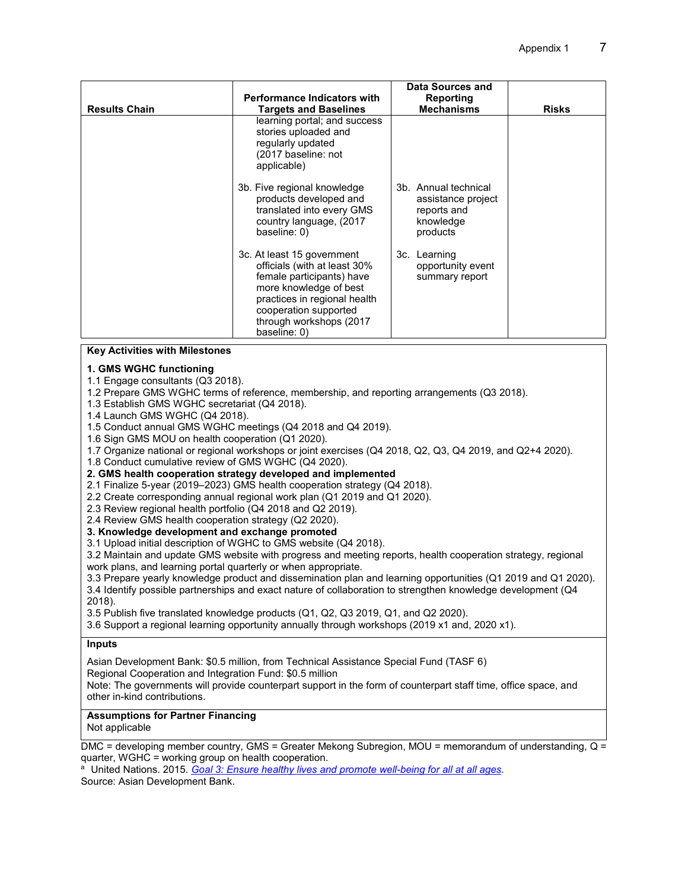| Results Chain | Performance Indicators with Targets and Baselines | Data Sources and Reporting Mechanisms | Risks |
|---|---|---|---|
| | learning portal; and success stories uploaded and regularly updated (2017 baseline: not applicable) | | |
| | 3b. Five regional knowledge products developed and translated into every GMS country language, (2017 baseline: 0) | 3b. Annual technical assistance project reports and knowledge products | |
| | 3c. At least 15 government officials (with at least 30% female participants) have more knowledge of best practices in regional health cooperation supported through workshops (2017 baseline: 0) | 3c. Learning opportunity event summary report | |

**Key Activities with Milestones**

**1. GMS WGHC functioning**
1.1 Engage consultants (Q3 2018).
1.2 Prepare GMS WGHC terms of reference, membership, and reporting arrangements (Q3 2018).
1.3 Establish GMS WGHC secretariat (Q4 2018).
1.4 Launch GMS WGHC (Q4 2018).
1.5 Conduct annual GMS WGHC meetings (Q4 2018 and Q4 2019).
1.6 Sign GMS MOU on health cooperation (Q1 2020).
1.7 Organize national or regional workshops or joint exercises (Q4 2018, Q2, Q3, Q4 2019, and Q2+4 2020).
1.8 Conduct cumulative review of GMS WGHC (Q4 2020).
**2. GMS health cooperation strategy developed and implemented**
2.1 Finalize 5-year (2019–2023) GMS health cooperation strategy (Q4 2018).
2.2 Create corresponding annual regional work plan (Q1 2019 and Q1 2020).
2.3 Review regional health portfolio (Q4 2018 and Q2 2019).
2.4 Review GMS health cooperation strategy (Q2 2020).
**3. Knowledge development and exchange promoted**
3.1 Upload initial description of WGHC to GMS website (Q4 2018).
3.2 Maintain and update GMS website with progress and meeting reports, health cooperation strategy, regional work plans, and learning portal quarterly or when appropriate.
3.3 Prepare yearly knowledge product and dissemination plan and learning opportunities (Q1 2019 and Q1 2020).
3.4 Identify possible partnerships and exact nature of collaboration to strengthen knowledge development (Q4 2018).
3.5 Publish five translated knowledge products (Q1, Q2, Q3 2019, Q1, and Q2 2020).
3.6 Support a regional learning opportunity annually through workshops (2019 x1 and, 2020 x1).

**Inputs**

Asian Development Bank: $0.5 million, from Technical Assistance Special Fund (TASF 6)
Regional Cooperation and Integration Fund: $0.5 million
Note: The governments will provide counterpart support in the form of counterpart staff time, office space, and other in-kind contributions.

**Assumptions for Partner Financing**
Not applicable

DMC = developing member country, GMS = Greater Mekong Subregion, MOU = memorandum of understanding, Q = quarter, WGHC = working group on health cooperation.
[a] United Nations. 2015. *Goal 3: Ensure healthy lives and promote well-being for all at all ages*.
Source: Asian Development Bank.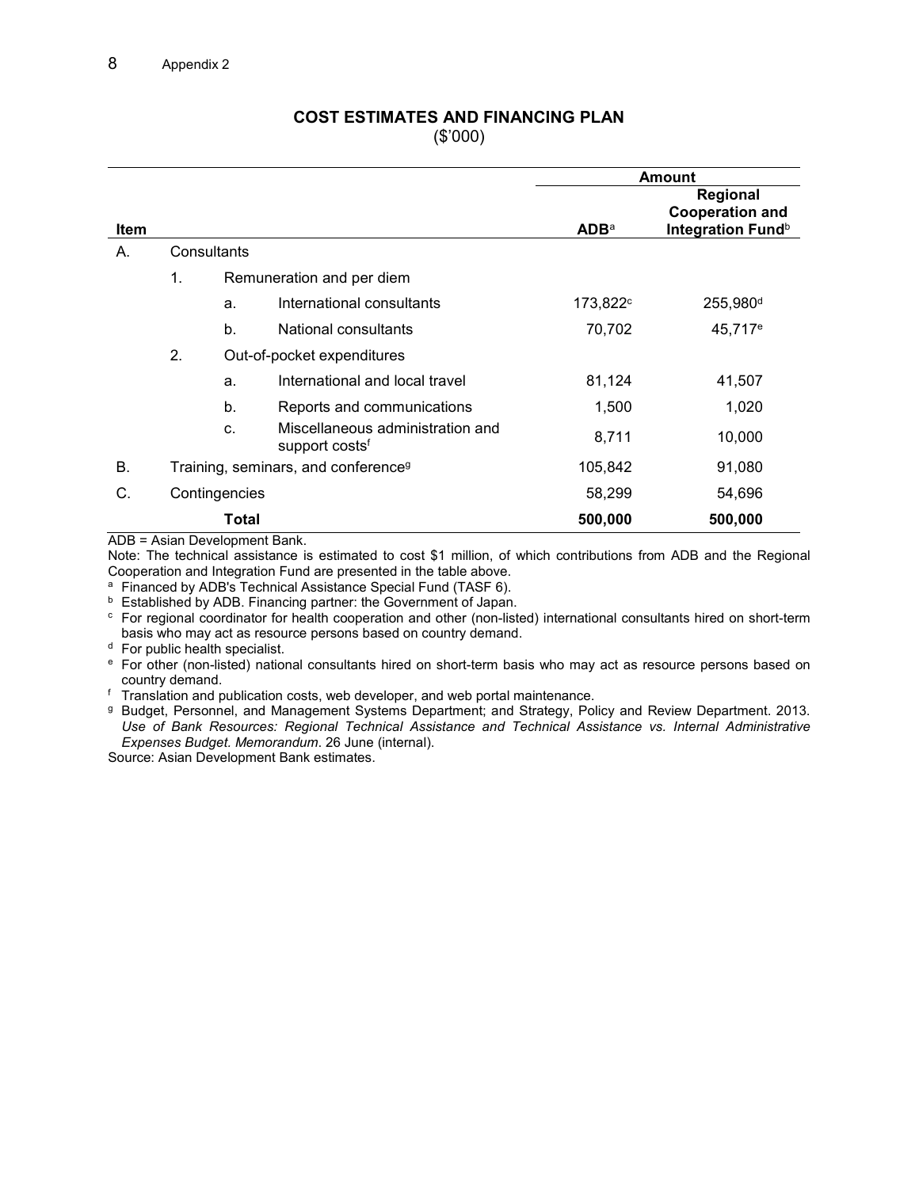## COST ESTIMATES AND FINANCING PLAN

($'000)

| Item | | | | Amount | |
|---|---|---|---|---|---|
| | | | | ADB[a] | Regional Cooperation and Integration Fund[b] |
| A. | Consultants | | | | |
| | 1. | Remuneration and per diem | | | |
| | | a. | International consultants | 173,822[c] | 255,980[d] |
| | | b. | National consultants | 70,702 | 45,717[e] |
| | 2. | Out-of-pocket expenditures | | | |
| | | a. | International and local travel | 81,124 | 41,507 |
| | | b. | Reports and communications | 1,500 | 1,020 |
| | | c. | Miscellaneous administration and support costs[f] | 8,711 | 10,000 |
| B. | Training, seminars, and conference[g] | | | 105,842 | 91,080 |
| C. | Contingencies | | | 58,299 | 54,696 |
| | **Total** | | | **500,000** | **500,000** |

ADB = Asian Development Bank.

Note: The technical assistance is estimated to cost $1 million, of which contributions from ADB and the Regional Cooperation and Integration Fund are presented in the table above.

[a] Financed by ADB's Technical Assistance Special Fund (TASF 6).

[b] Established by ADB. Financing partner: the Government of Japan.

[c] For regional coordinator for health cooperation and other (non-listed) international consultants hired on short-term basis who may act as resource persons based on country demand.

[d] For public health specialist.

[e] For other (non-listed) national consultants hired on short-term basis who may act as resource persons based on country demand.

[f] Translation and publication costs, web developer, and web portal maintenance.

[g] Budget, Personnel, and Management Systems Department; and Strategy, Policy and Review Department. 2013. *Use of Bank Resources: Regional Technical Assistance and Technical Assistance vs. Internal Administrative Expenses Budget. Memorandum*. 26 June (internal).

Source: Asian Development Bank estimates.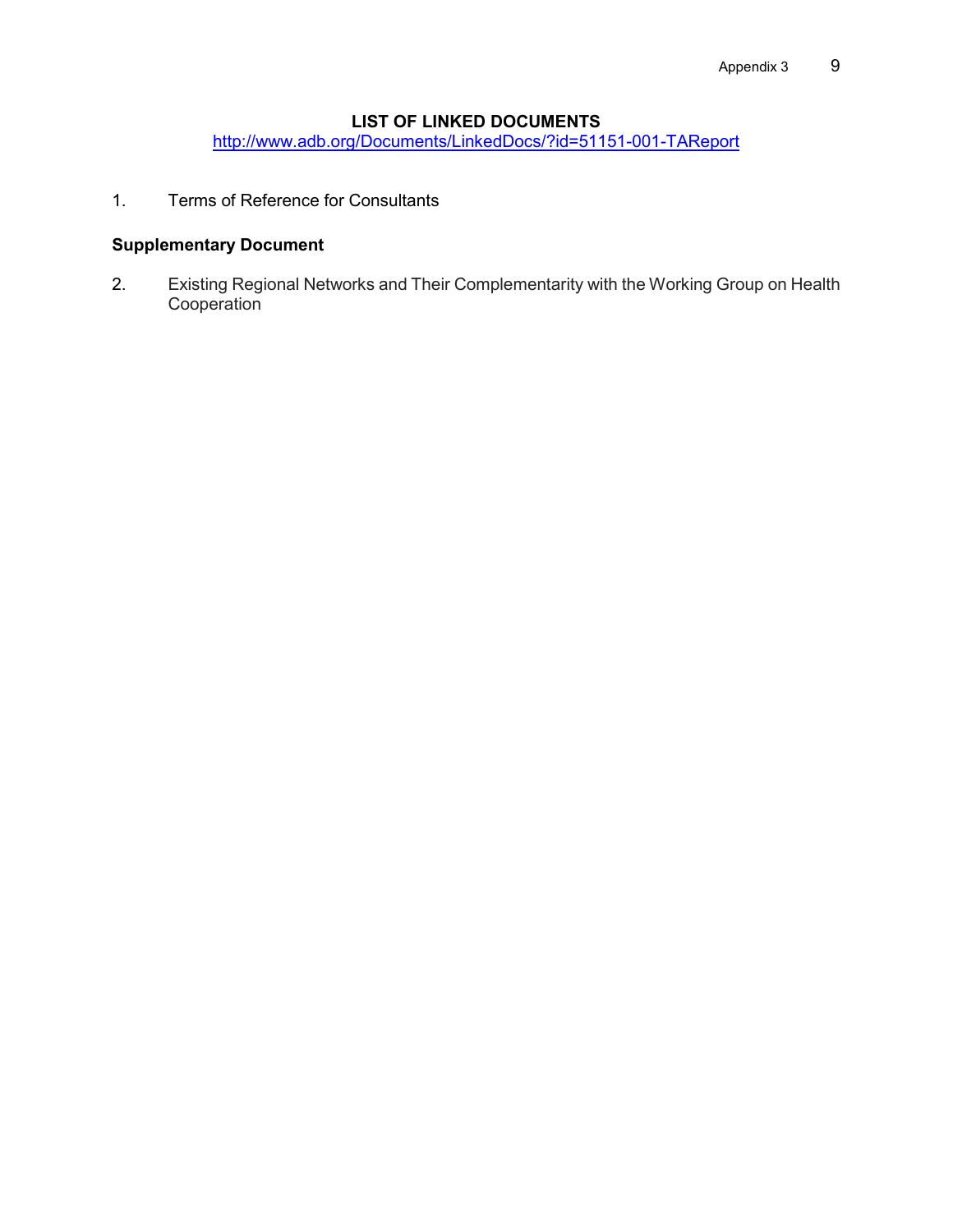**LIST OF LINKED DOCUMENTS**

http://www.adb.org/Documents/LinkedDocs/?id=51151-001-TAReport

1. Terms of Reference for Consultants

**Supplementary Document**

2. Existing Regional Networks and Their Complementarity with the Working Group on Health Cooperation